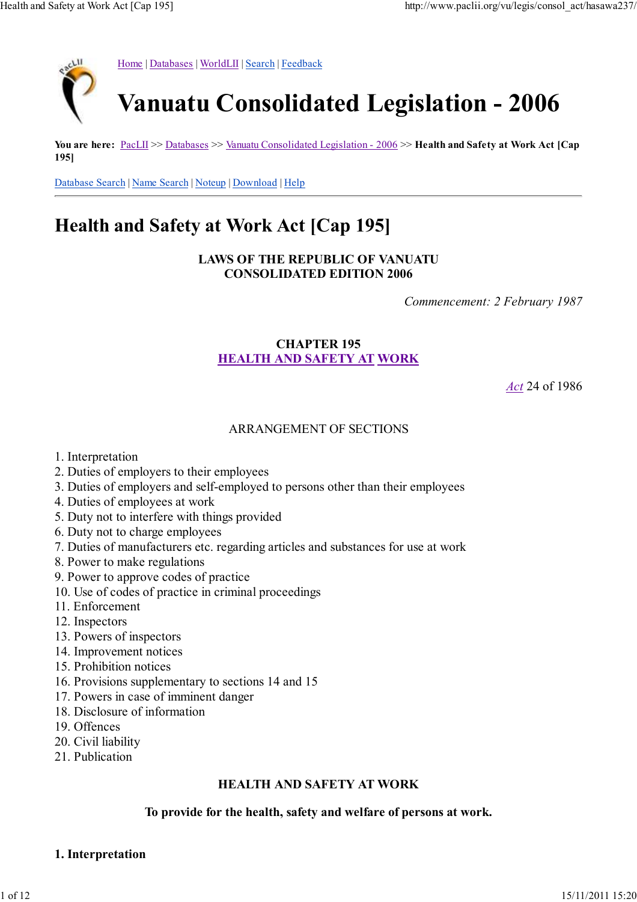Home | Databases | WorldLII | Search | Feedback

# Vanuatu Consolidated Legislation - 2006

**You are here:** PacLII >> Databases >> Vanuatu Consolidated Legislation - 2006 >> **Health and Safety at Work Act [Cap 195]**

Database Search | Name Search | Noteup | Download | Help

---

## Health and Safety at Work Act [Cap 195]

**LAWS OF THE REPUBLIC OF VANUATU**
**CONSOLIDATED EDITION 2006**

*Commencement: 2 February 1987*

**CHAPTER 195**
**HEALTH AND SAFETY AT WORK**

Act 24 of 1986

ARRANGEMENT OF SECTIONS

1. Interpretation
2. Duties of employers to their employees
3. Duties of employers and self-employed to persons other than their employees
4. Duties of employees at work
5. Duty not to interfere with things provided
6. Duty not to charge employees
7. Duties of manufacturers etc. regarding articles and substances for use at work
8. Power to make regulations
9. Power to approve codes of practice
10. Use of codes of practice in criminal proceedings
11. Enforcement
12. Inspectors
13. Powers of inspectors
14. Improvement notices
15. Prohibition notices
16. Provisions supplementary to sections 14 and 15
17. Powers in case of imminent danger
18. Disclosure of information
19. Offences
20. Civil liability
21. Publication

**HEALTH AND SAFETY AT WORK**

**To provide for the health, safety and welfare of persons at work.**

### 1. Interpretation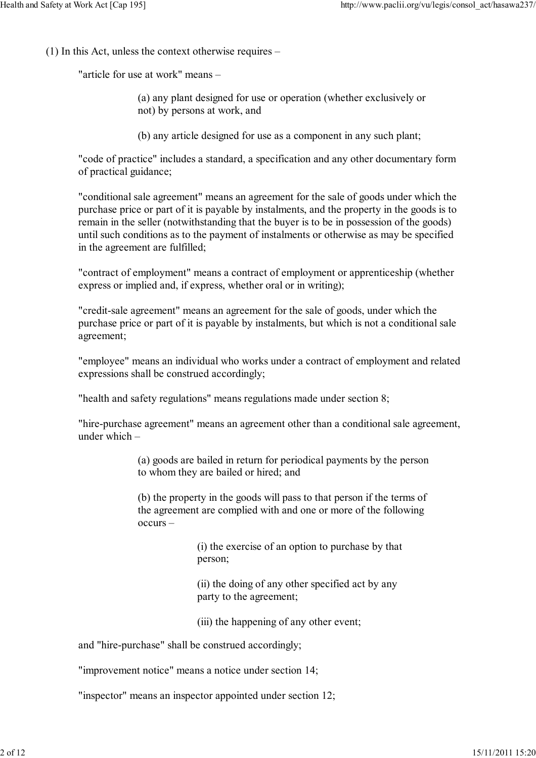(1) In this Act, unless the context otherwise requires –

"article for use at work" means –

> (a) any plant designed for use or operation (whether exclusively or not) by persons at work, and
>
> (b) any article designed for use as a component in any such plant;

"code of practice" includes a standard, a specification and any other documentary form of practical guidance;

"conditional sale agreement" means an agreement for the sale of goods under which the purchase price or part of it is payable by instalments, and the property in the goods is to remain in the seller (notwithstanding that the buyer is to be in possession of the goods) until such conditions as to the payment of instalments or otherwise as may be specified in the agreement are fulfilled;

"contract of employment" means a contract of employment or apprenticeship (whether express or implied and, if express, whether oral or in writing);

"credit-sale agreement" means an agreement for the sale of goods, under which the purchase price or part of it is payable by instalments, but which is not a conditional sale agreement;

"employee" means an individual who works under a contract of employment and related expressions shall be construed accordingly;

"health and safety regulations" means regulations made under section 8;

"hire-purchase agreement" means an agreement other than a conditional sale agreement, under which –

> (a) goods are bailed in return for periodical payments by the person to whom they are bailed or hired; and
>
> (b) the property in the goods will pass to that person if the terms of the agreement are complied with and one or more of the following occurs –
>
> > (i) the exercise of an option to purchase by that person;
> >
> > (ii) the doing of any other specified act by any party to the agreement;
> >
> > (iii) the happening of any other event;

and "hire-purchase" shall be construed accordingly;

"improvement notice" means a notice under section 14;

"inspector" means an inspector appointed under section 12;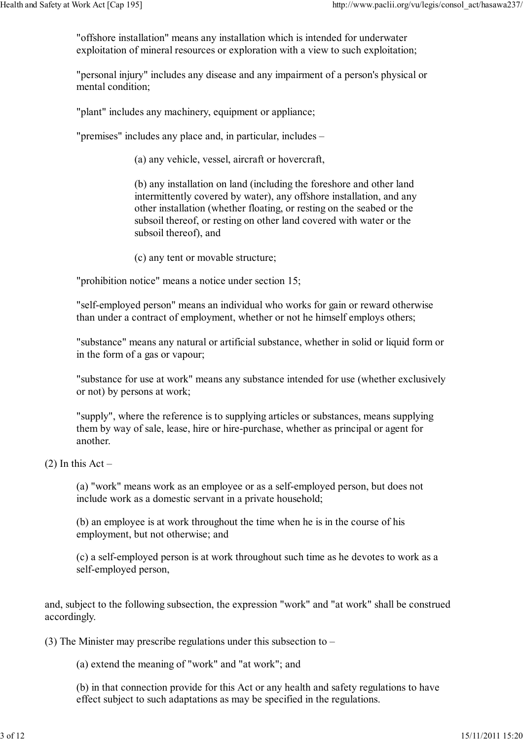"offshore installation" means any installation which is intended for underwater exploitation of mineral resources or exploration with a view to such exploitation;

"personal injury" includes any disease and any impairment of a person's physical or mental condition;

"plant" includes any machinery, equipment or appliance;

"premises" includes any place and, in particular, includes –

(a) any vehicle, vessel, aircraft or hovercraft,

(b) any installation on land (including the foreshore and other land intermittently covered by water), any offshore installation, and any other installation (whether floating, or resting on the seabed or the subsoil thereof, or resting on other land covered with water or the subsoil thereof), and

(c) any tent or movable structure;

"prohibition notice" means a notice under section 15;

"self-employed person" means an individual who works for gain or reward otherwise than under a contract of employment, whether or not he himself employs others;

"substance" means any natural or artificial substance, whether in solid or liquid form or in the form of a gas or vapour;

"substance for use at work" means any substance intended for use (whether exclusively or not) by persons at work;

"supply", where the reference is to supplying articles or substances, means supplying them by way of sale, lease, hire or hire-purchase, whether as principal or agent for another.

(2) In this Act –

(a) "work" means work as an employee or as a self-employed person, but does not include work as a domestic servant in a private household;

(b) an employee is at work throughout the time when he is in the course of his employment, but not otherwise; and

(c) a self-employed person is at work throughout such time as he devotes to work as a self-employed person,

and, subject to the following subsection, the expression "work" and "at work" shall be construed accordingly.

(3) The Minister may prescribe regulations under this subsection to –

(a) extend the meaning of "work" and "at work"; and

(b) in that connection provide for this Act or any health and safety regulations to have effect subject to such adaptations as may be specified in the regulations.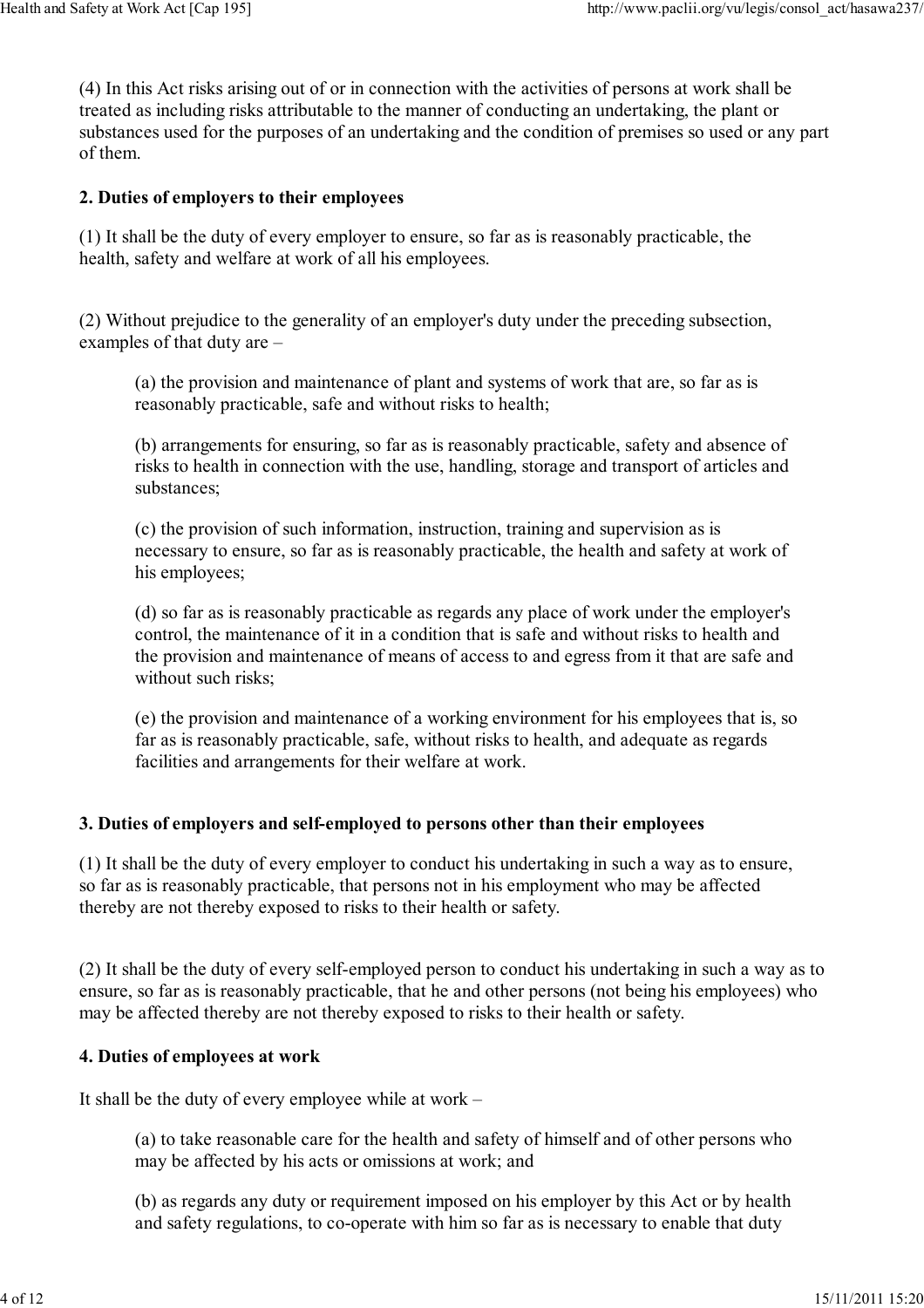(4) In this Act risks arising out of or in connection with the activities of persons at work shall be treated as including risks attributable to the manner of conducting an undertaking, the plant or substances used for the purposes of an undertaking and the condition of premises so used or any part of them.

### 2. Duties of employers to their employees

(1) It shall be the duty of every employer to ensure, so far as is reasonably practicable, the health, safety and welfare at work of all his employees.

(2) Without prejudice to the generality of an employer's duty under the preceding subsection, examples of that duty are –

> (a) the provision and maintenance of plant and systems of work that are, so far as is reasonably practicable, safe and without risks to health;
>
> (b) arrangements for ensuring, so far as is reasonably practicable, safety and absence of risks to health in connection with the use, handling, storage and transport of articles and substances;
>
> (c) the provision of such information, instruction, training and supervision as is necessary to ensure, so far as is reasonably practicable, the health and safety at work of his employees;
>
> (d) so far as is reasonably practicable as regards any place of work under the employer's control, the maintenance of it in a condition that is safe and without risks to health and the provision and maintenance of means of access to and egress from it that are safe and without such risks;
>
> (e) the provision and maintenance of a working environment for his employees that is, so far as is reasonably practicable, safe, without risks to health, and adequate as regards facilities and arrangements for their welfare at work.

### 3. Duties of employers and self-employed to persons other than their employees

(1) It shall be the duty of every employer to conduct his undertaking in such a way as to ensure, so far as is reasonably practicable, that persons not in his employment who may be affected thereby are not thereby exposed to risks to their health or safety.

(2) It shall be the duty of every self-employed person to conduct his undertaking in such a way as to ensure, so far as is reasonably practicable, that he and other persons (not being his employees) who may be affected thereby are not thereby exposed to risks to their health or safety.

### 4. Duties of employees at work

It shall be the duty of every employee while at work –

> (a) to take reasonable care for the health and safety of himself and of other persons who may be affected by his acts or omissions at work; and
>
> (b) as regards any duty or requirement imposed on his employer by this Act or by health and safety regulations, to co-operate with him so far as is necessary to enable that duty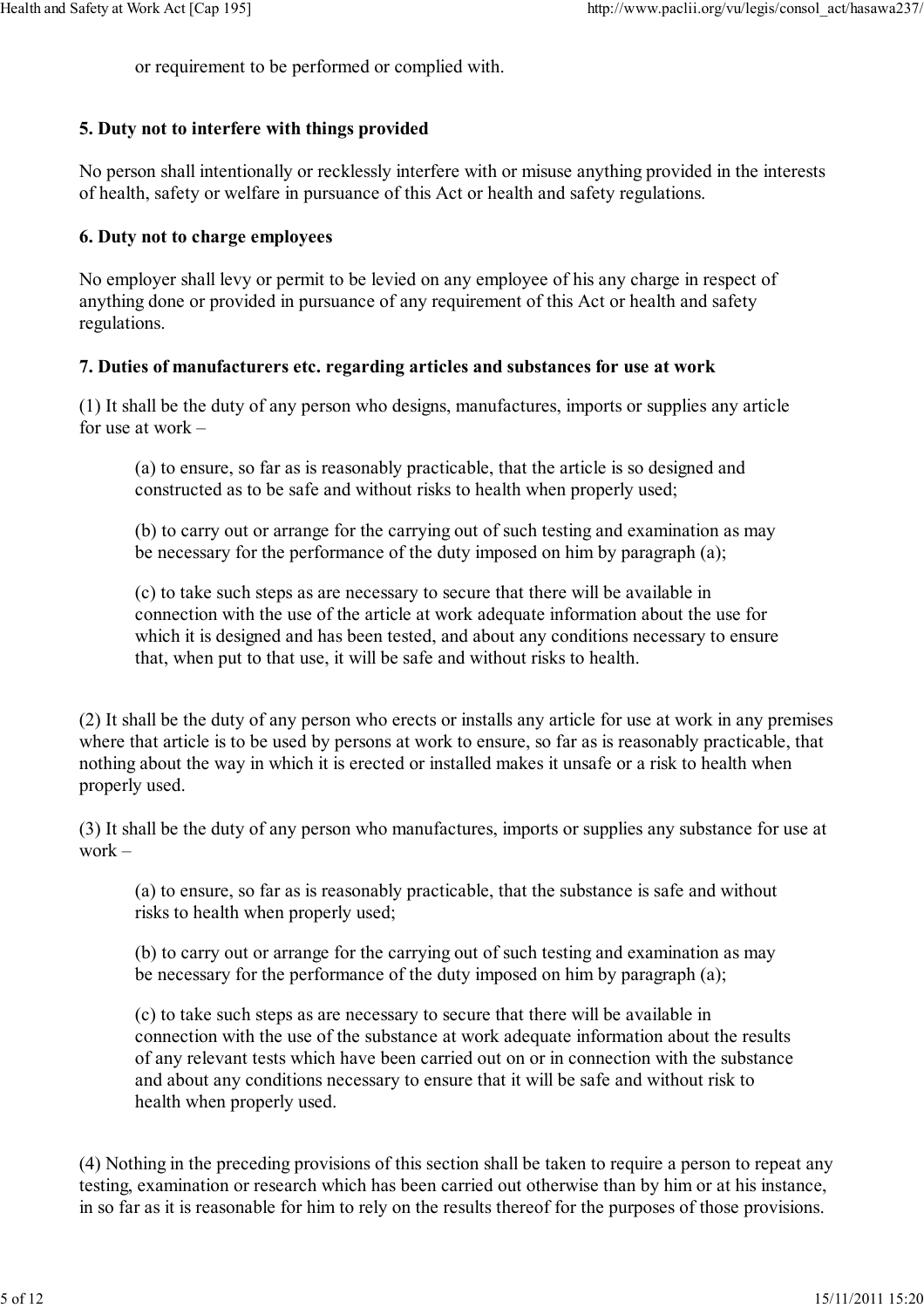or requirement to be performed or complied with.

**5. Duty not to interfere with things provided**

No person shall intentionally or recklessly interfere with or misuse anything provided in the interests of health, safety or welfare in pursuance of this Act or health and safety regulations.

**6. Duty not to charge employees**

No employer shall levy or permit to be levied on any employee of his any charge in respect of anything done or provided in pursuance of any requirement of this Act or health and safety regulations.

**7. Duties of manufacturers etc. regarding articles and substances for use at work**

(1) It shall be the duty of any person who designs, manufactures, imports or supplies any article for use at work –

> (a) to ensure, so far as is reasonably practicable, that the article is so designed and constructed as to be safe and without risks to health when properly used;
>
> (b) to carry out or arrange for the carrying out of such testing and examination as may be necessary for the performance of the duty imposed on him by paragraph (a);
>
> (c) to take such steps as are necessary to secure that there will be available in connection with the use of the article at work adequate information about the use for which it is designed and has been tested, and about any conditions necessary to ensure that, when put to that use, it will be safe and without risks to health.

(2) It shall be the duty of any person who erects or installs any article for use at work in any premises where that article is to be used by persons at work to ensure, so far as is reasonably practicable, that nothing about the way in which it is erected or installed makes it unsafe or a risk to health when properly used.

(3) It shall be the duty of any person who manufactures, imports or supplies any substance for use at work –

> (a) to ensure, so far as is reasonably practicable, that the substance is safe and without risks to health when properly used;
>
> (b) to carry out or arrange for the carrying out of such testing and examination as may be necessary for the performance of the duty imposed on him by paragraph (a);
>
> (c) to take such steps as are necessary to secure that there will be available in connection with the use of the substance at work adequate information about the results of any relevant tests which have been carried out on or in connection with the substance and about any conditions necessary to ensure that it will be safe and without risk to health when properly used.

(4) Nothing in the preceding provisions of this section shall be taken to require a person to repeat any testing, examination or research which has been carried out otherwise than by him or at his instance, in so far as it is reasonable for him to rely on the results thereof for the purposes of those provisions.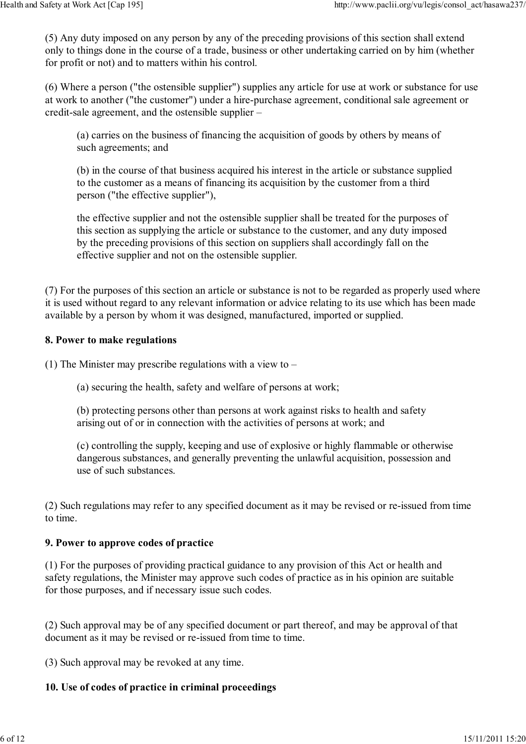(5) Any duty imposed on any person by any of the preceding provisions of this section shall extend only to things done in the course of a trade, business or other undertaking carried on by him (whether for profit or not) and to matters within his control.

(6) Where a person ("the ostensible supplier") supplies any article for use at work or substance for use at work to another ("the customer") under a hire-purchase agreement, conditional sale agreement or credit-sale agreement, and the ostensible supplier –

(a) carries on the business of financing the acquisition of goods by others by means of such agreements; and

(b) in the course of that business acquired his interest in the article or substance supplied to the customer as a means of financing its acquisition by the customer from a third person ("the effective supplier"),

the effective supplier and not the ostensible supplier shall be treated for the purposes of this section as supplying the article or substance to the customer, and any duty imposed by the preceding provisions of this section on suppliers shall accordingly fall on the effective supplier and not on the ostensible supplier.

(7) For the purposes of this section an article or substance is not to be regarded as properly used where it is used without regard to any relevant information or advice relating to its use which has been made available by a person by whom it was designed, manufactured, imported or supplied.

### 8. Power to make regulations

(1) The Minister may prescribe regulations with a view to –

(a) securing the health, safety and welfare of persons at work;

(b) protecting persons other than persons at work against risks to health and safety arising out of or in connection with the activities of persons at work; and

(c) controlling the supply, keeping and use of explosive or highly flammable or otherwise dangerous substances, and generally preventing the unlawful acquisition, possession and use of such substances.

(2) Such regulations may refer to any specified document as it may be revised or re-issued from time to time.

### 9. Power to approve codes of practice

(1) For the purposes of providing practical guidance to any provision of this Act or health and safety regulations, the Minister may approve such codes of practice as in his opinion are suitable for those purposes, and if necessary issue such codes.

(2) Such approval may be of any specified document or part thereof, and may be approval of that document as it may be revised or re-issued from time to time.

(3) Such approval may be revoked at any time.

### 10. Use of codes of practice in criminal proceedings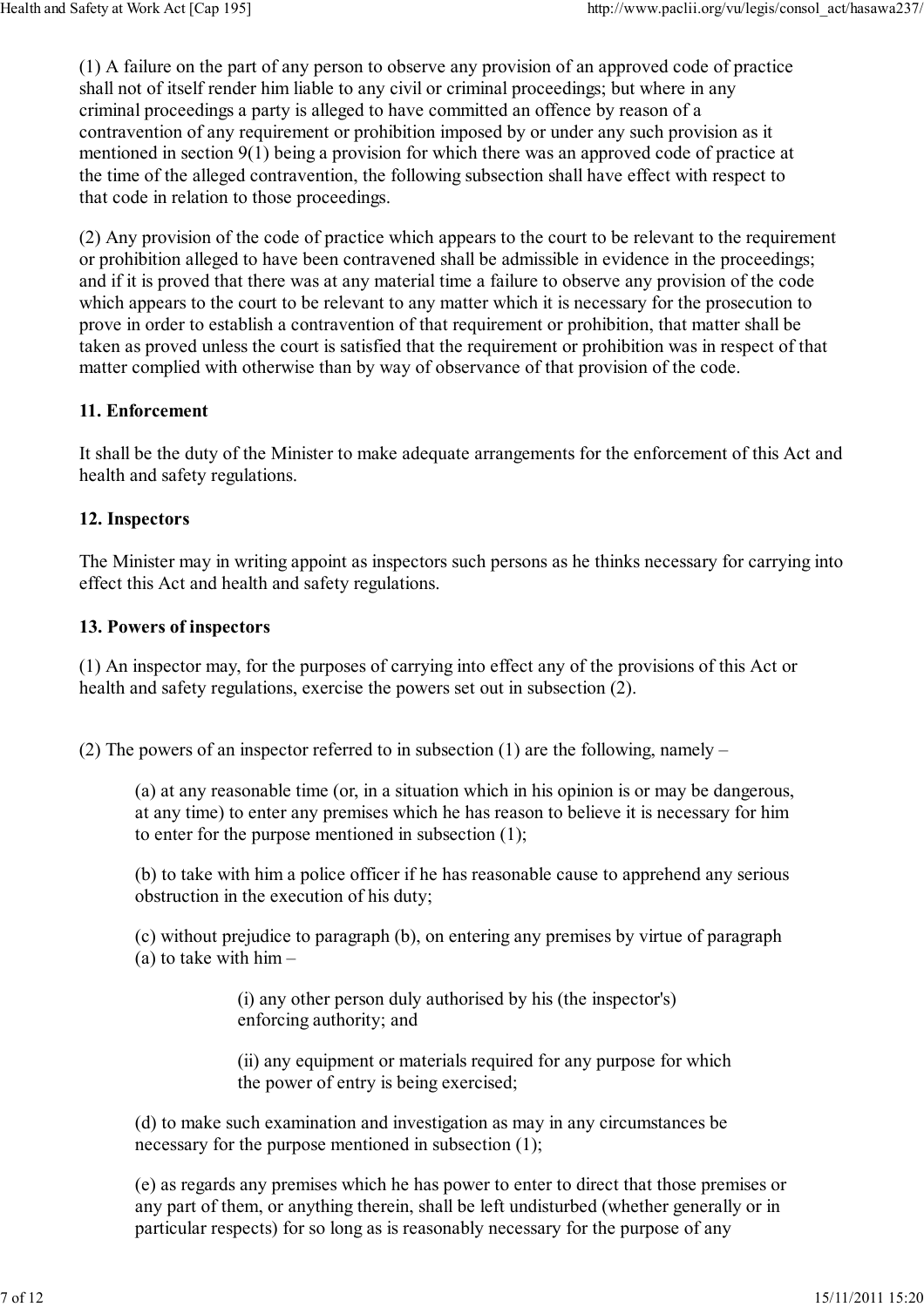(1) A failure on the part of any person to observe any provision of an approved code of practice shall not of itself render him liable to any civil or criminal proceedings; but where in any criminal proceedings a party is alleged to have committed an offence by reason of a contravention of any requirement or prohibition imposed by or under any such provision as it mentioned in section 9(1) being a provision for which there was an approved code of practice at the time of the alleged contravention, the following subsection shall have effect with respect to that code in relation to those proceedings.

(2) Any provision of the code of practice which appears to the court to be relevant to the requirement or prohibition alleged to have been contravened shall be admissible in evidence in the proceedings; and if it is proved that there was at any material time a failure to observe any provision of the code which appears to the court to be relevant to any matter which it is necessary for the prosecution to prove in order to establish a contravention of that requirement or prohibition, that matter shall be taken as proved unless the court is satisfied that the requirement or prohibition was in respect of that matter complied with otherwise than by way of observance of that provision of the code.

### 11. Enforcement

It shall be the duty of the Minister to make adequate arrangements for the enforcement of this Act and health and safety regulations.

### 12. Inspectors

The Minister may in writing appoint as inspectors such persons as he thinks necessary for carrying into effect this Act and health and safety regulations.

### 13. Powers of inspectors

(1) An inspector may, for the purposes of carrying into effect any of the provisions of this Act or health and safety regulations, exercise the powers set out in subsection (2).

(2) The powers of an inspector referred to in subsection (1) are the following, namely –

> (a) at any reasonable time (or, in a situation which in his opinion is or may be dangerous, at any time) to enter any premises which he has reason to believe it is necessary for him to enter for the purpose mentioned in subsection (1);
>
> (b) to take with him a police officer if he has reasonable cause to apprehend any serious obstruction in the execution of his duty;
>
> (c) without prejudice to paragraph (b), on entering any premises by virtue of paragraph (a) to take with him –
>
> > (i) any other person duly authorised by his (the inspector's) enforcing authority; and
> >
> > (ii) any equipment or materials required for any purpose for which the power of entry is being exercised;
>
> (d) to make such examination and investigation as may in any circumstances be necessary for the purpose mentioned in subsection (1);
>
> (e) as regards any premises which he has power to enter to direct that those premises or any part of them, or anything therein, shall be left undisturbed (whether generally or in particular respects) for so long as is reasonably necessary for the purpose of any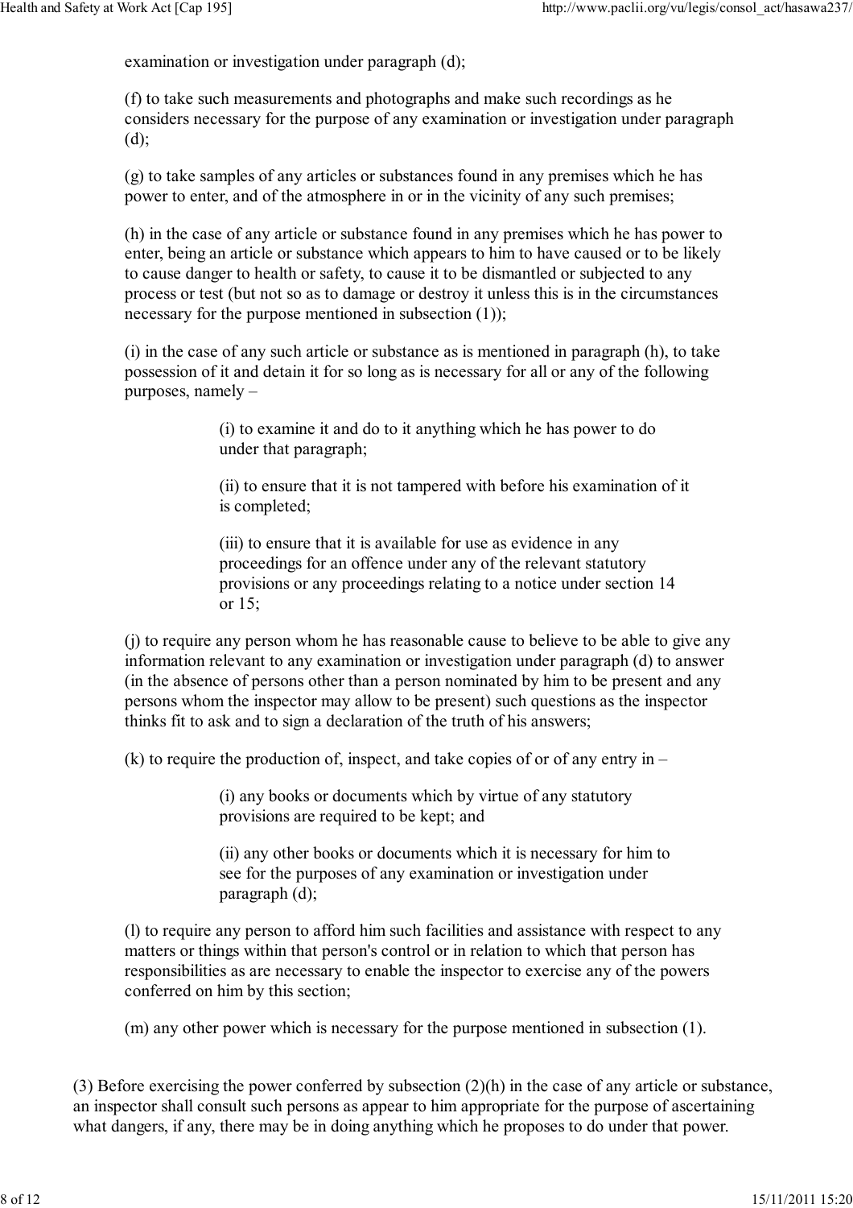examination or investigation under paragraph (d);

(f) to take such measurements and photographs and make such recordings as he considers necessary for the purpose of any examination or investigation under paragraph (d);

(g) to take samples of any articles or substances found in any premises which he has power to enter, and of the atmosphere in or in the vicinity of any such premises;

(h) in the case of any article or substance found in any premises which he has power to enter, being an article or substance which appears to him to have caused or to be likely to cause danger to health or safety, to cause it to be dismantled or subjected to any process or test (but not so as to damage or destroy it unless this is in the circumstances necessary for the purpose mentioned in subsection (1));

(i) in the case of any such article or substance as is mentioned in paragraph (h), to take possession of it and detain it for so long as is necessary for all or any of the following purposes, namely –

> (i) to examine it and do to it anything which he has power to do under that paragraph;
>
> (ii) to ensure that it is not tampered with before his examination of it is completed;
>
> (iii) to ensure that it is available for use as evidence in any proceedings for an offence under any of the relevant statutory provisions or any proceedings relating to a notice under section 14 or 15;

(j) to require any person whom he has reasonable cause to believe to be able to give any information relevant to any examination or investigation under paragraph (d) to answer (in the absence of persons other than a person nominated by him to be present and any persons whom the inspector may allow to be present) such questions as the inspector thinks fit to ask and to sign a declaration of the truth of his answers;

(k) to require the production of, inspect, and take copies of or of any entry in –

> (i) any books or documents which by virtue of any statutory provisions are required to be kept; and
>
> (ii) any other books or documents which it is necessary for him to see for the purposes of any examination or investigation under paragraph (d);

(l) to require any person to afford him such facilities and assistance with respect to any matters or things within that person's control or in relation to which that person has responsibilities as are necessary to enable the inspector to exercise any of the powers conferred on him by this section;

(m) any other power which is necessary for the purpose mentioned in subsection (1).

(3) Before exercising the power conferred by subsection (2)(h) in the case of any article or substance, an inspector shall consult such persons as appear to him appropriate for the purpose of ascertaining what dangers, if any, there may be in doing anything which he proposes to do under that power.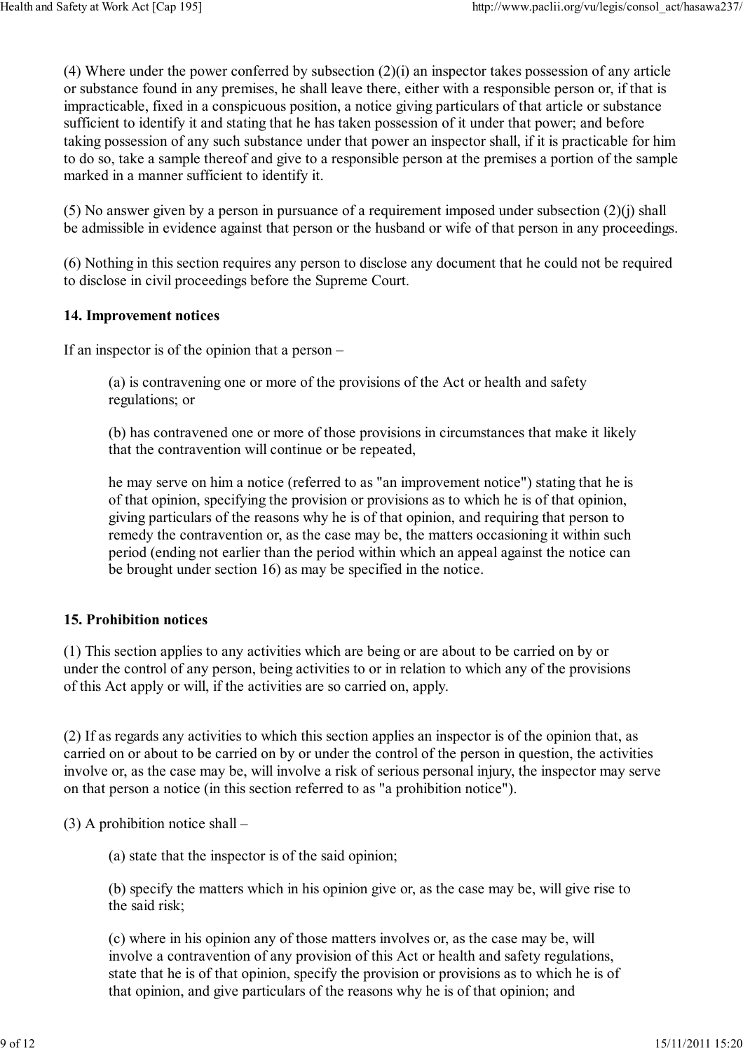(4) Where under the power conferred by subsection (2)(i) an inspector takes possession of any article or substance found in any premises, he shall leave there, either with a responsible person or, if that is impracticable, fixed in a conspicuous position, a notice giving particulars of that article or substance sufficient to identify it and stating that he has taken possession of it under that power; and before taking possession of any such substance under that power an inspector shall, if it is practicable for him to do so, take a sample thereof and give to a responsible person at the premises a portion of the sample marked in a manner sufficient to identify it.

(5) No answer given by a person in pursuance of a requirement imposed under subsection (2)(j) shall be admissible in evidence against that person or the husband or wife of that person in any proceedings.

(6) Nothing in this section requires any person to disclose any document that he could not be required to disclose in civil proceedings before the Supreme Court.

**14. Improvement notices**

If an inspector is of the opinion that a person –

> (a) is contravening one or more of the provisions of the Act or health and safety regulations; or
>
> (b) has contravened one or more of those provisions in circumstances that make it likely that the contravention will continue or be repeated,
>
> he may serve on him a notice (referred to as "an improvement notice") stating that he is of that opinion, specifying the provision or provisions as to which he is of that opinion, giving particulars of the reasons why he is of that opinion, and requiring that person to remedy the contravention or, as the case may be, the matters occasioning it within such period (ending not earlier than the period within which an appeal against the notice can be brought under section 16) as may be specified in the notice.

**15. Prohibition notices**

(1) This section applies to any activities which are being or are about to be carried on by or under the control of any person, being activities to or in relation to which any of the provisions of this Act apply or will, if the activities are so carried on, apply.

(2) If as regards any activities to which this section applies an inspector is of the opinion that, as carried on or about to be carried on by or under the control of the person in question, the activities involve or, as the case may be, will involve a risk of serious personal injury, the inspector may serve on that person a notice (in this section referred to as "a prohibition notice").

(3) A prohibition notice shall –

> (a) state that the inspector is of the said opinion;
>
> (b) specify the matters which in his opinion give or, as the case may be, will give rise to the said risk;
>
> (c) where in his opinion any of those matters involves or, as the case may be, will involve a contravention of any provision of this Act or health and safety regulations, state that he is of that opinion, specify the provision or provisions as to which he is of that opinion, and give particulars of the reasons why he is of that opinion; and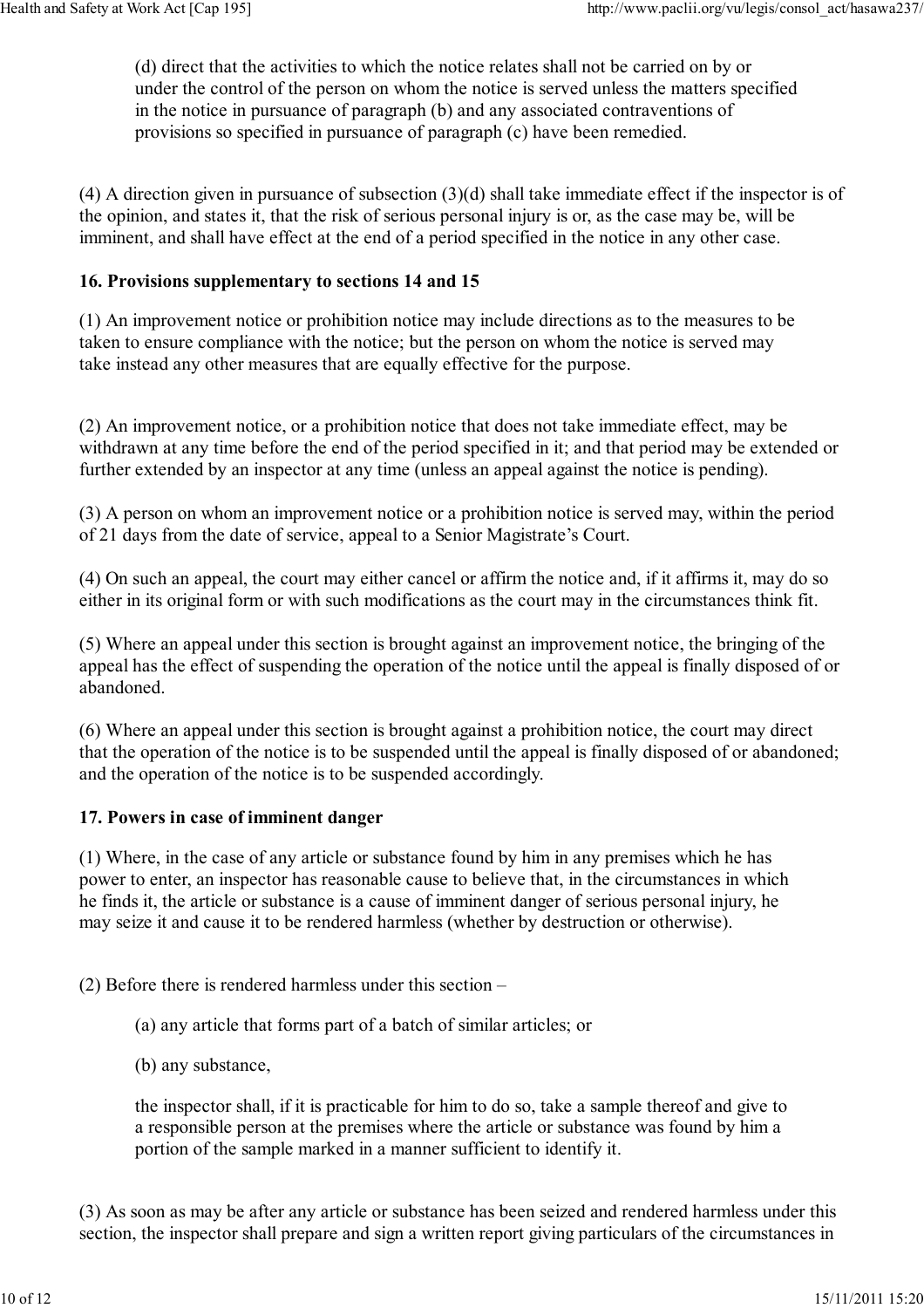(d) direct that the activities to which the notice relates shall not be carried on by or under the control of the person on whom the notice is served unless the matters specified in the notice in pursuance of paragraph (b) and any associated contraventions of provisions so specified in pursuance of paragraph (c) have been remedied.

(4) A direction given in pursuance of subsection (3)(d) shall take immediate effect if the inspector is of the opinion, and states it, that the risk of serious personal injury is or, as the case may be, will be imminent, and shall have effect at the end of a period specified in the notice in any other case.

### 16. Provisions supplementary to sections 14 and 15

(1) An improvement notice or prohibition notice may include directions as to the measures to be taken to ensure compliance with the notice; but the person on whom the notice is served may take instead any other measures that are equally effective for the purpose.

(2) An improvement notice, or a prohibition notice that does not take immediate effect, may be withdrawn at any time before the end of the period specified in it; and that period may be extended or further extended by an inspector at any time (unless an appeal against the notice is pending).

(3) A person on whom an improvement notice or a prohibition notice is served may, within the period of 21 days from the date of service, appeal to a Senior Magistrate's Court.

(4) On such an appeal, the court may either cancel or affirm the notice and, if it affirms it, may do so either in its original form or with such modifications as the court may in the circumstances think fit.

(5) Where an appeal under this section is brought against an improvement notice, the bringing of the appeal has the effect of suspending the operation of the notice until the appeal is finally disposed of or abandoned.

(6) Where an appeal under this section is brought against a prohibition notice, the court may direct that the operation of the notice is to be suspended until the appeal is finally disposed of or abandoned; and the operation of the notice is to be suspended accordingly.

### 17. Powers in case of imminent danger

(1) Where, in the case of any article or substance found by him in any premises which he has power to enter, an inspector has reasonable cause to believe that, in the circumstances in which he finds it, the article or substance is a cause of imminent danger of serious personal injury, he may seize it and cause it to be rendered harmless (whether by destruction or otherwise).

(2) Before there is rendered harmless under this section –

(a) any article that forms part of a batch of similar articles; or

(b) any substance,

the inspector shall, if it is practicable for him to do so, take a sample thereof and give to a responsible person at the premises where the article or substance was found by him a portion of the sample marked in a manner sufficient to identify it.

(3) As soon as may be after any article or substance has been seized and rendered harmless under this section, the inspector shall prepare and sign a written report giving particulars of the circumstances in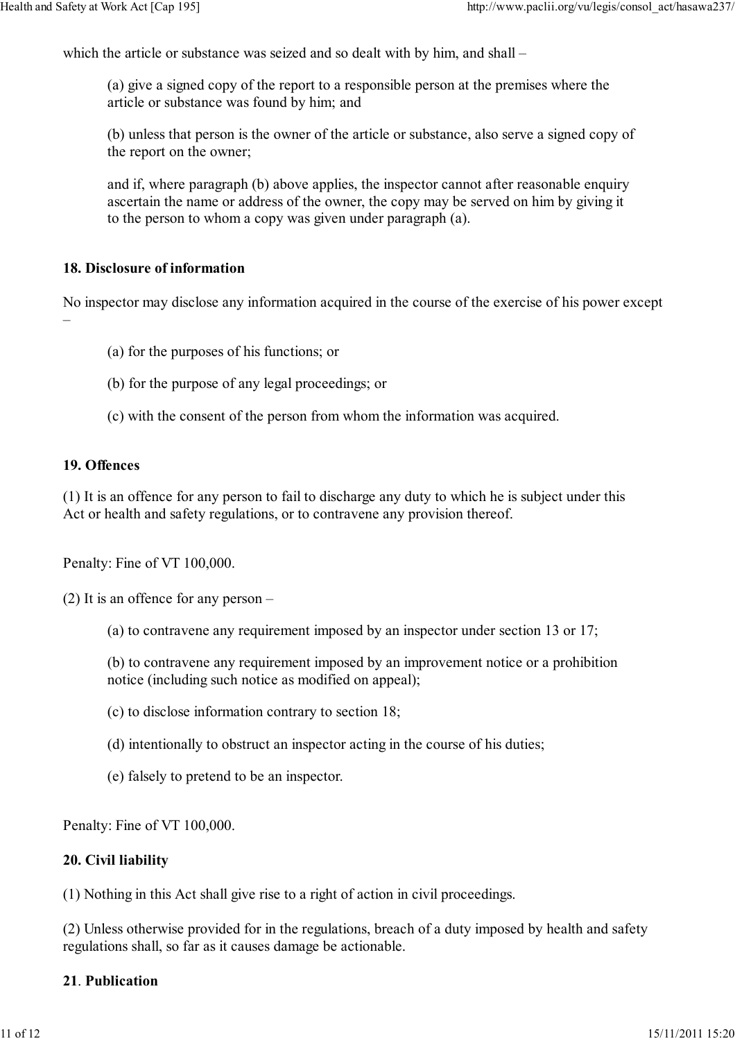which the article or substance was seized and so dealt with by him, and shall –

(a) give a signed copy of the report to a responsible person at the premises where the article or substance was found by him; and

(b) unless that person is the owner of the article or substance, also serve a signed copy of the report on the owner;

and if, where paragraph (b) above applies, the inspector cannot after reasonable enquiry ascertain the name or address of the owner, the copy may be served on him by giving it to the person to whom a copy was given under paragraph (a).

### 18. Disclosure of information

No inspector may disclose any information acquired in the course of the exercise of his power except –

(a) for the purposes of his functions; or

(b) for the purpose of any legal proceedings; or

(c) with the consent of the person from whom the information was acquired.

### 19. Offences

(1) It is an offence for any person to fail to discharge any duty to which he is subject under this Act or health and safety regulations, or to contravene any provision thereof.

Penalty: Fine of VT 100,000.

(2) It is an offence for any person –

(a) to contravene any requirement imposed by an inspector under section 13 or 17;

(b) to contravene any requirement imposed by an improvement notice or a prohibition notice (including such notice as modified on appeal);

(c) to disclose information contrary to section 18;

(d) intentionally to obstruct an inspector acting in the course of his duties;

(e) falsely to pretend to be an inspector.

Penalty: Fine of VT 100,000.

### 20. Civil liability

(1) Nothing in this Act shall give rise to a right of action in civil proceedings.

(2) Unless otherwise provided for in the regulations, breach of a duty imposed by health and safety regulations shall, so far as it causes damage be actionable.

### 21. Publication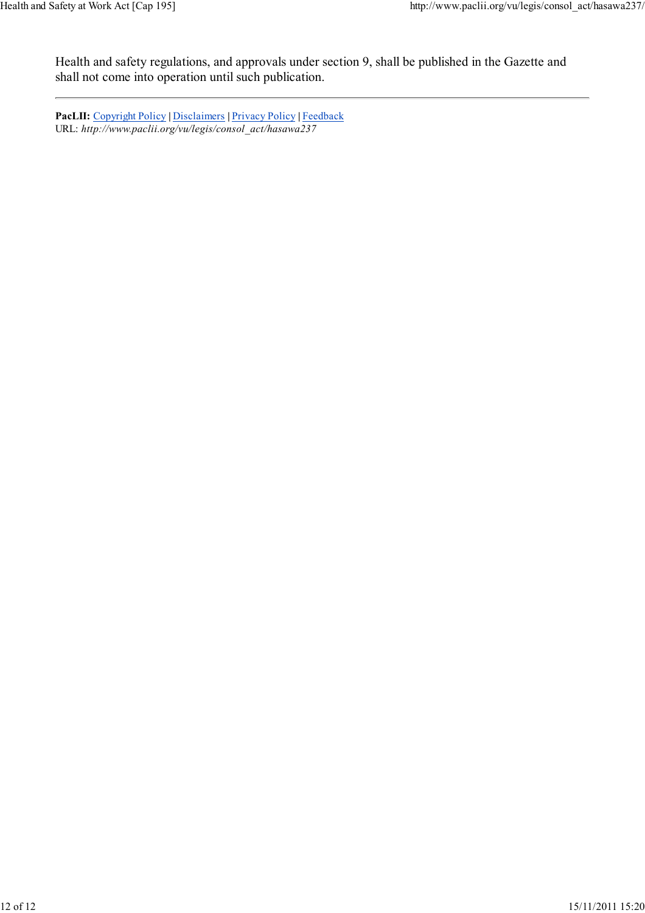Health and safety regulations, and approvals under section 9, shall be published in the Gazette and shall not come into operation until such publication.

---

**PacLII:** Copyright Policy | Disclaimers | Privacy Policy | Feedback
URL: *http://www.paclii.org/vu/legis/consol_act/hasawa237*